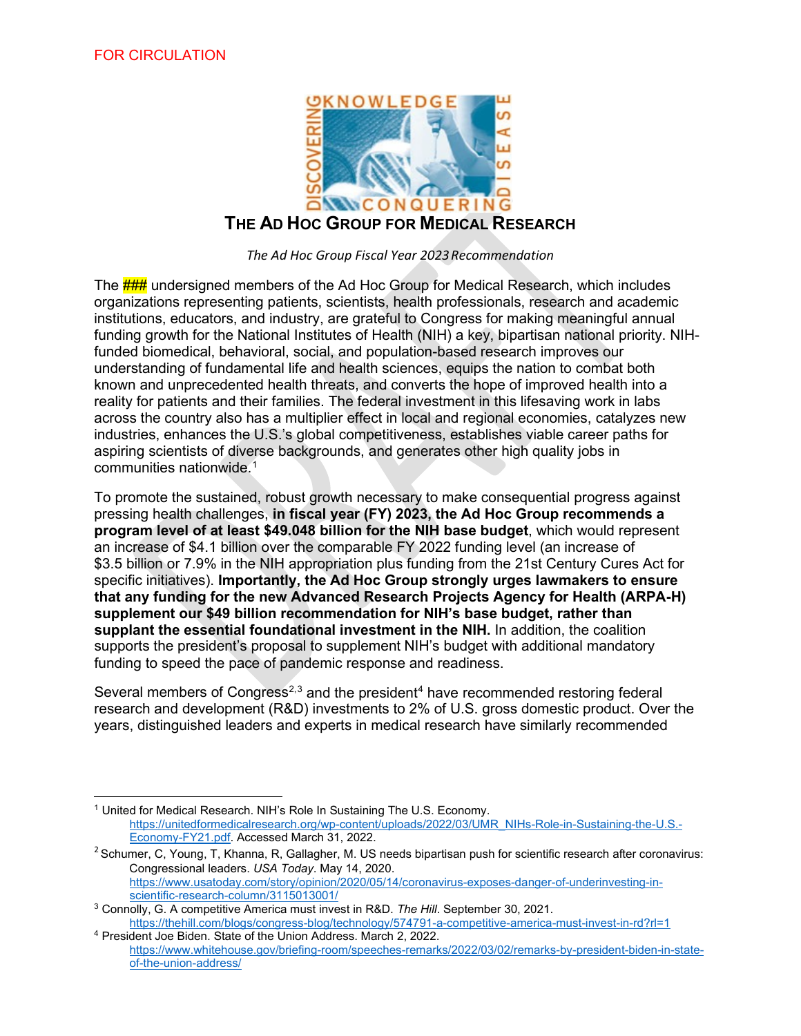FOR CIRCULATION

# THE AD HOC GROUP FOR MEDICAL RESEARCH

*The Ad Hoc Group Fiscal Year 2023 Recommendation*

The ### undersigned members of the Ad Hoc Group for Medical Research, which includes organizations representing patients, scientists, health professionals, research and academic institutions, educators, and industry, are grateful to Congress for making meaningful annual funding growth for the National Institutes of Health (NIH) a key, bipartisan national priority. NIH-funded biomedical, behavioral, social, and population-based research improves our understanding of fundamental life and health sciences, equips the nation to combat both known and unprecedented health threats, and converts the hope of improved health into a reality for patients and their families. The federal investment in this lifesaving work in labs across the country also has a multiplier effect in local and regional economies, catalyzes new industries, enhances the U.S.'s global competitiveness, establishes viable career paths for aspiring scientists of diverse backgrounds, and generates other high quality jobs in communities nationwide.[1]

To promote the sustained, robust growth necessary to make consequential progress against pressing health challenges, **in fiscal year (FY) 2023, the Ad Hoc Group recommends a program level of at least $49.048 billion for the NIH base budget**, which would represent an increase of $4.1 billion over the comparable FY 2022 funding level (an increase of $3.5 billion or 7.9% in the NIH appropriation plus funding from the 21st Century Cures Act for specific initiatives). **Importantly, the Ad Hoc Group strongly urges lawmakers to ensure that any funding for the new Advanced Research Projects Agency for Health (ARPA-H) supplement our $49 billion recommendation for NIH's base budget, rather than supplant the essential foundational investment in the NIH.** In addition, the coalition supports the president's proposal to supplement NIH's budget with additional mandatory funding to speed the pace of pandemic response and readiness.

Several members of Congress[2,3] and the president[4] have recommended restoring federal research and development (R&D) investments to 2% of U.S. gross domestic product. Over the years, distinguished leaders and experts in medical research have similarly recommended

---

[1] United for Medical Research. NIH's Role In Sustaining The U.S. Economy. https://unitedformedicalresearch.org/wp-content/uploads/2022/03/UMR_NIHs-Role-in-Sustaining-the-U.S.-Economy-FY21.pdf. Accessed March 31, 2022.

[2] Schumer, C, Young, T, Khanna, R, Gallagher, M. US needs bipartisan push for scientific research after coronavirus: Congressional leaders. *USA Today*. May 14, 2020. https://www.usatoday.com/story/opinion/2020/05/14/coronavirus-exposes-danger-of-underinvesting-in-scientific-research-column/3115013001/

[3] Connolly, G. A competitive America must invest in R&D. *The Hill*. September 30, 2021. https://thehill.com/blogs/congress-blog/technology/574791-a-competitive-america-must-invest-in-rd?rl=1

[4] President Joe Biden. State of the Union Address. March 2, 2022. https://www.whitehouse.gov/briefing-room/speeches-remarks/2022/03/02/remarks-by-president-biden-in-state-of-the-union-address/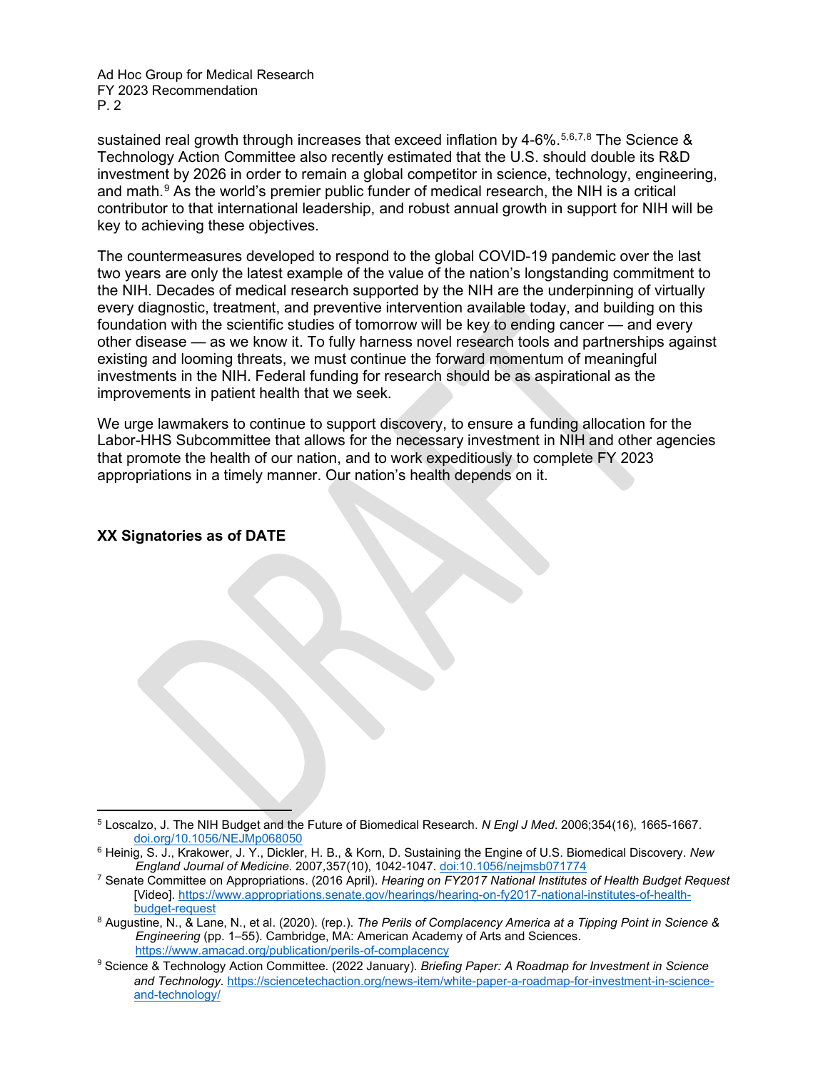sustained real growth through increases that exceed inflation by 4-6%.[5,6,7,8] The Science & Technology Action Committee also recently estimated that the U.S. should double its R&D investment by 2026 in order to remain a global competitor in science, technology, engineering, and math.[9] As the world's premier public funder of medical research, the NIH is a critical contributor to that international leadership, and robust annual growth in support for NIH will be key to achieving these objectives.

The countermeasures developed to respond to the global COVID-19 pandemic over the last two years are only the latest example of the value of the nation's longstanding commitment to the NIH. Decades of medical research supported by the NIH are the underpinning of virtually every diagnostic, treatment, and preventive intervention available today, and building on this foundation with the scientific studies of tomorrow will be key to ending cancer — and every other disease — as we know it. To fully harness novel research tools and partnerships against existing and looming threats, we must continue the forward momentum of meaningful investments in the NIH. Federal funding for research should be as aspirational as the improvements in patient health that we seek.

We urge lawmakers to continue to support discovery, to ensure a funding allocation for the Labor-HHS Subcommittee that allows for the necessary investment in NIH and other agencies that promote the health of our nation, and to work expeditiously to complete FY 2023 appropriations in a timely manner. Our nation's health depends on it.

**XX Signatories as of DATE**

---

[5] Loscalzo, J. The NIH Budget and the Future of Biomedical Research. *N Engl J Med*. 2006;354(16), 1665-1667. doi.org/10.1056/NEJMp068050

[6] Heinig, S. J., Krakower, J. Y., Dickler, H. B., & Korn, D. Sustaining the Engine of U.S. Biomedical Discovery. *New England Journal of Medicine.* 2007,357(10), 1042-1047. doi:10.1056/nejmsb071774

[7] Senate Committee on Appropriations. (2016 April). *Hearing on FY2017 National Institutes of Health Budget Request* [Video]. https://www.appropriations.senate.gov/hearings/hearing-on-fy2017-national-institutes-of-health-budget-request

[8] Augustine, N., & Lane, N., et al. (2020). (rep.). *The Perils of Complacency America at a Tipping Point in Science & Engineering* (pp. 1–55). Cambridge, MA: American Academy of Arts and Sciences. https://www.amacad.org/publication/perils-of-complacency

[9] Science & Technology Action Committee. (2022 January). *Briefing Paper: A Roadmap for Investment in Science and Technology.* https://sciencetechaction.org/news-item/white-paper-a-roadmap-for-investment-in-science-and-technology/